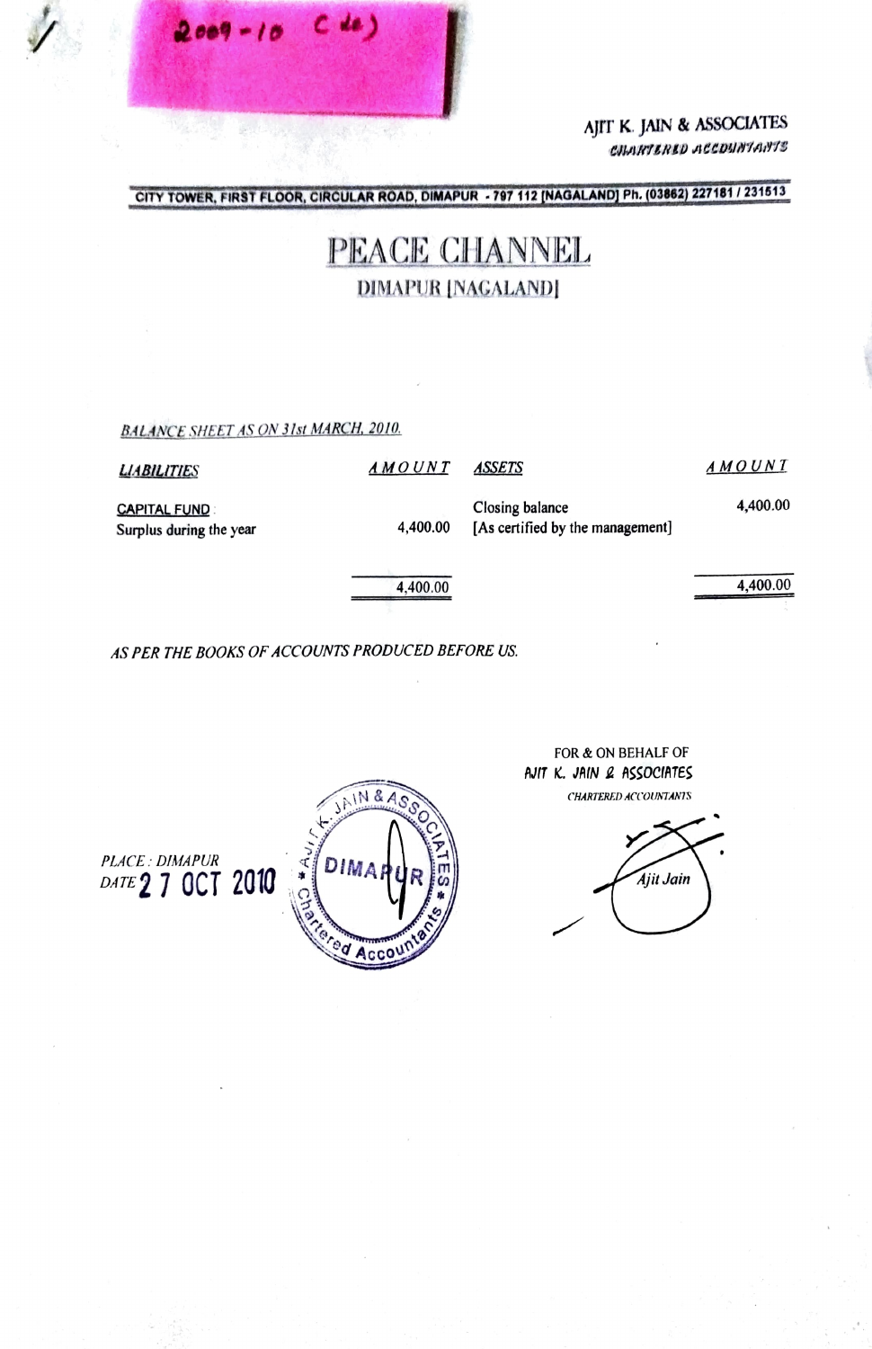2009-10 (de)

AJIT K. JAIN & ASSOCIATES
*CHARTERED ACCOUNTANTS*

CITY TOWER, FIRST FLOOR, CIRCULAR ROAD, DIMAPUR - 797 112 [NAGALAND] Ph. (03862) 227181 / 231513

# PEACE CHANNEL

## DIMAPUR [NAGALAND]

*BALANCE SHEET AS ON 31st MARCH, 2010.*

| *LIABILITIES* | *AMOUNT* | *ASSETS* | *AMOUNT* |
|---|---|---|---|
| CAPITAL FUND : | | Closing balance | 4,400.00 |
| Surplus during the year | 4,400.00 | [As certified by the management] | |
| | 4,400.00 | | 4,400.00 |

*AS PER THE BOOKS OF ACCOUNTS PRODUCED BEFORE US.*

FOR & ON BEHALF OF
AJIT K. JAIN & ASSOCIATES
*CHARTERED ACCOUNTANTS*

Ajit Jain

*PLACE : DIMAPUR*
*DATE* 27 OCT 2010

AJIT K. JAIN & ASSOCIATES * DIMAPUR * Chartered Accountants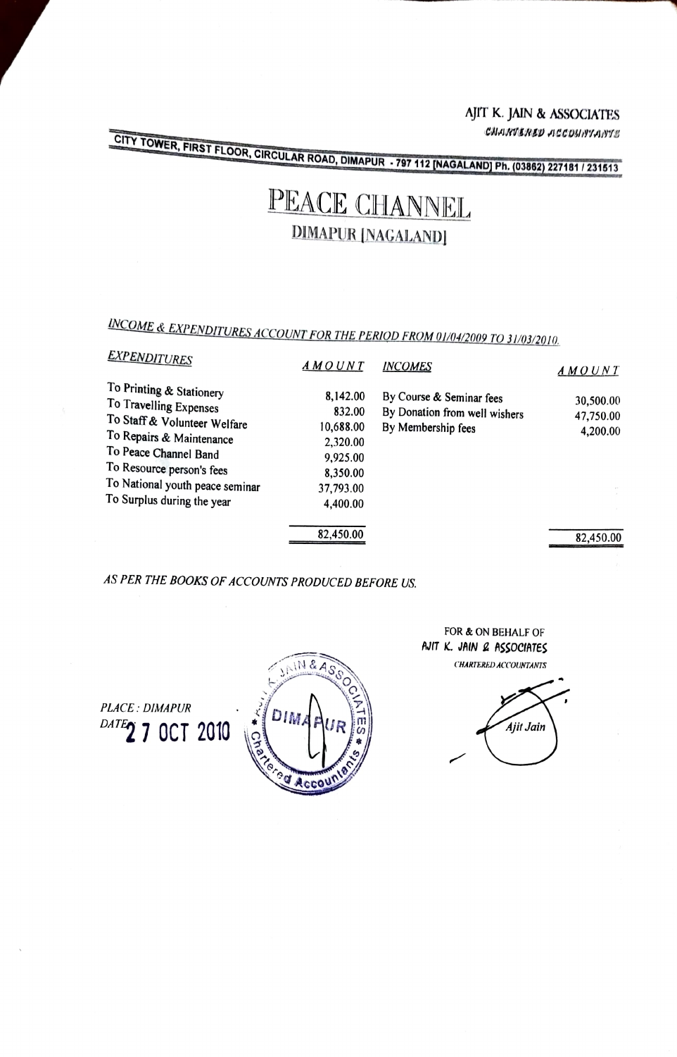AJIT K. JAIN & ASSOCIATES

*CHARTERED ACCOUNTANTS*

CITY TOWER, FIRST FLOOR, CIRCULAR ROAD, DIMAPUR - 797 112 [NAGALAND] Ph. (03862) 227181 / 231513

# PEACE CHANNEL

## DIMAPUR [NAGALAND]

*INCOME & EXPENDITURES ACCOUNT FOR THE PERIOD FROM 01/04/2009 TO 31/03/2010.*

| *EXPENDITURES* | *AMOUNT* | *INCOMES* | *AMOUNT* |
|---|---|---|---|
| To Printing & Stationery | 8,142.00 | By Course & Seminar fees | 30,500.00 |
| To Travelling Expenses | 832.00 | By Donation from well wishers | 47,750.00 |
| To Staff & Volunteer Welfare | 10,688.00 | By Membership fees | 4,200.00 |
| To Repairs & Maintenance | 2,320.00 | | |
| To Peace Channel Band | 9,925.00 | | |
| To Resource person's fees | 8,350.00 | | |
| To National youth peace seminar | 37,793.00 | | |
| To Surplus during the year | 4,400.00 | | |
| | 82,450.00 | | 82,450.00 |

*AS PER THE BOOKS OF ACCOUNTS PRODUCED BEFORE US.*

FOR & ON BEHALF OF
AJIT K. JAIN & ASSOCIATES
CHARTERED ACCOUNTANTS

Ajit Jain

*PLACE : DIMAPUR*
*DATE:* 27 OCT 2010

AJIT K. JAIN & ASSOCIATES * DIMAPUR * Chartered Accountants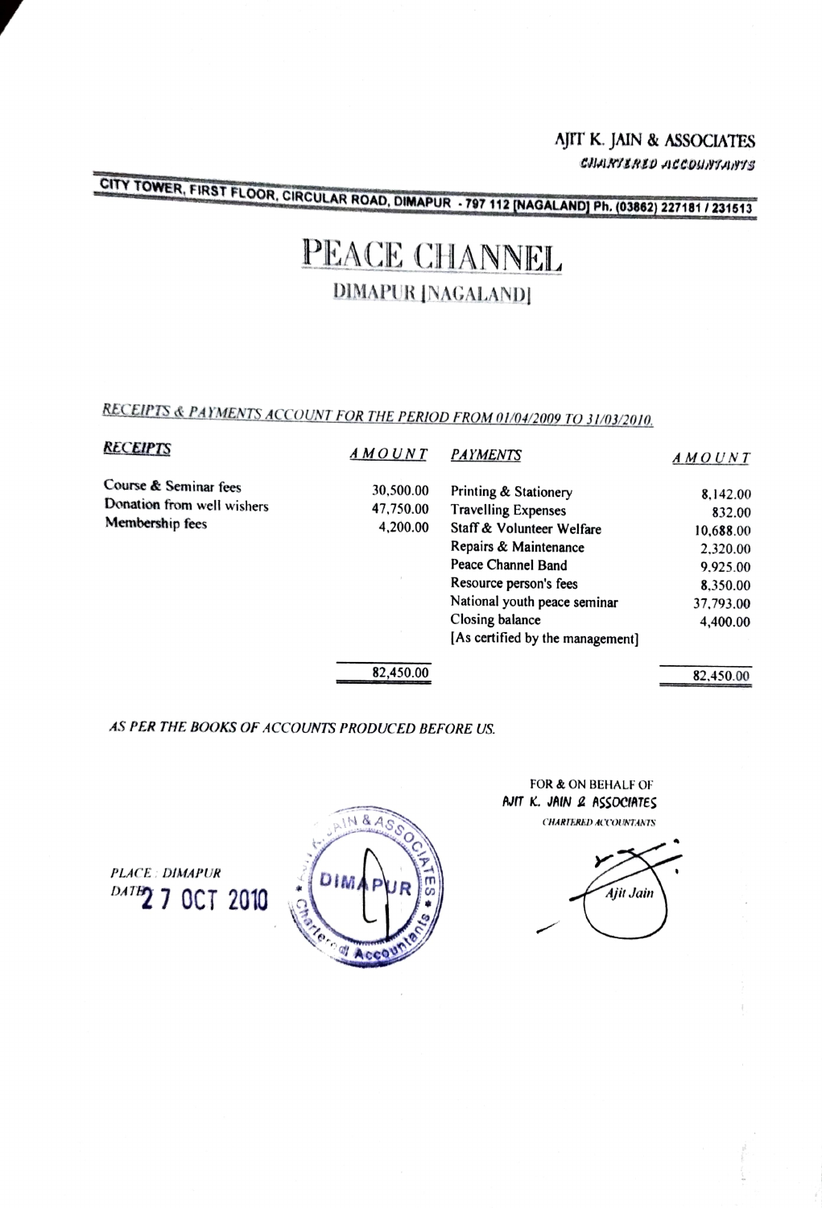AJIT K. JAIN & ASSOCIATES
*CHARTERED ACCOUNTANTS*

CITY TOWER, FIRST FLOOR, CIRCULAR ROAD, DIMAPUR - 797 112 [NAGALAND] Ph. (03862) 227181 / 231513

# PEACE CHANNEL

## DIMAPUR [NAGALAND]

*RECEIPTS & PAYMENTS ACCOUNT FOR THE PERIOD FROM 01/04/2009 TO 31/03/2010.*

| RECEIPTS | AMOUNT | PAYMENTS | AMOUNT |
|---|---|---|---|
| Course & Seminar fees | 30,500.00 | Printing & Stationery | 8,142.00 |
| Donation from well wishers | 47,750.00 | Travelling Expenses | 832.00 |
| Membership fees | 4,200.00 | Staff & Volunteer Welfare | 10,688.00 |
| | | Repairs & Maintenance | 2,320.00 |
| | | Peace Channel Band | 9,925.00 |
| | | Resource person's fees | 8,350.00 |
| | | National youth peace seminar | 37,793.00 |
| | | Closing balance [As certified by the management] | 4,400.00 |
| | 82,450.00 | | 82,450.00 |

*AS PER THE BOOKS OF ACCOUNTS PRODUCED BEFORE US.*

FOR & ON BEHALF OF
AJIT K. JAIN & ASSOCIATES
CHARTERED ACCOUNTANTS

Ajit Jain

PLACE : DIMAPUR
DATE 27 OCT 2010

AJIT K. JAIN & ASSOCIATES DIMAPUR Chartered Accountants